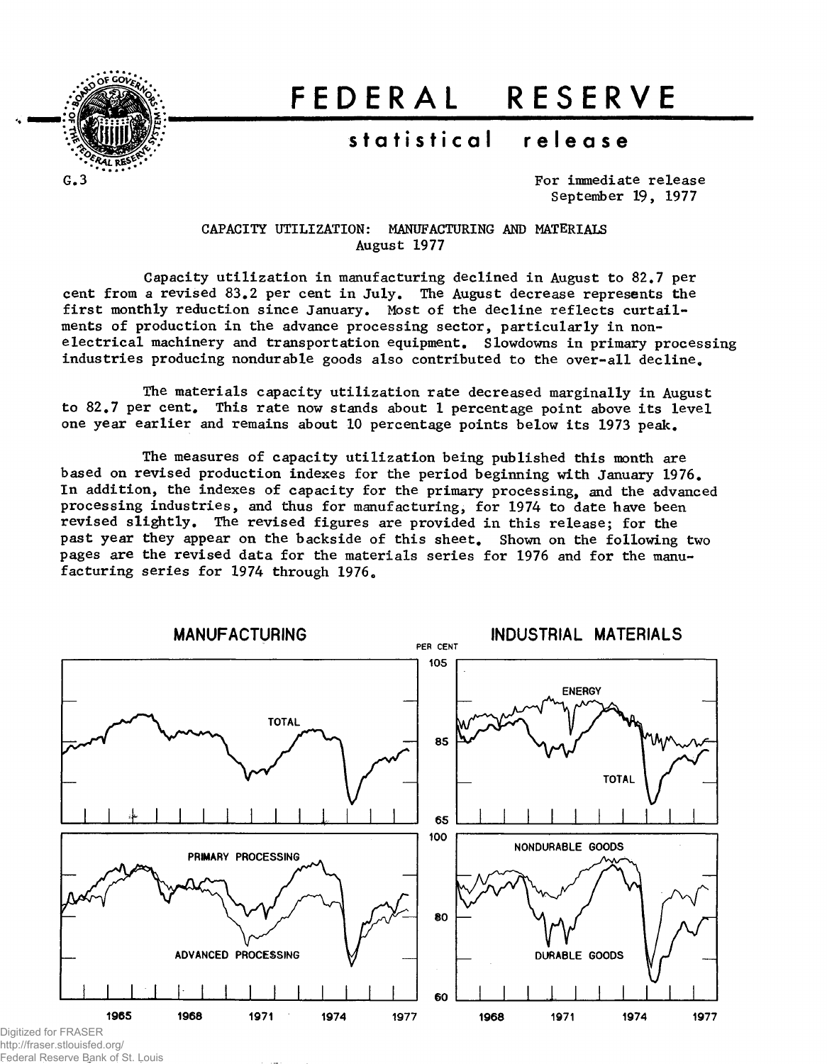# FEDERAL RESERVE

## statistical release

G.3

For immediate release
September 19, 1977

### CAPACITY UTILIZATION: MANUFACTURING AND MATERIALS
### August 1977

Capacity utilization in manufacturing declined in August to 82.7 per cent from a revised 83.2 per cent in July. The August decrease represents the first monthly reduction since January. Most of the decline reflects curtailments of production in the advance processing sector, particularly in non-electrical machinery and transportation equipment. Slowdowns in primary processing industries producing nondurable goods also contributed to the over-all decline.

The materials capacity utilization rate decreased marginally in August to 82.7 per cent. This rate now stands about 1 percentage point above its level one year earlier and remains about 10 percentage points below its 1973 peak.

The measures of capacity utilization being published this month are based on revised production indexes for the period beginning with January 1976. In addition, the indexes of capacity for the primary processing, and the advanced processing industries, and thus for manufacturing, for 1974 to date have been revised slightly. The revised figures are provided in this release; for the past year they appear on the backside of this sheet. Shown on the following two pages are the revised data for the materials series for 1976 and for the manufacturing series for 1974 through 1976.

MANUFACTURING — INDUSTRIAL MATERIALS

PER CENT

TOTAL — ENERGY — TOTAL

PRIMARY PROCESSING — ADVANCED PROCESSING — NONDURABLE GOODS — DURABLE GOODS

1965 1968 1971 1974 1977 — 1968 1971 1974 1977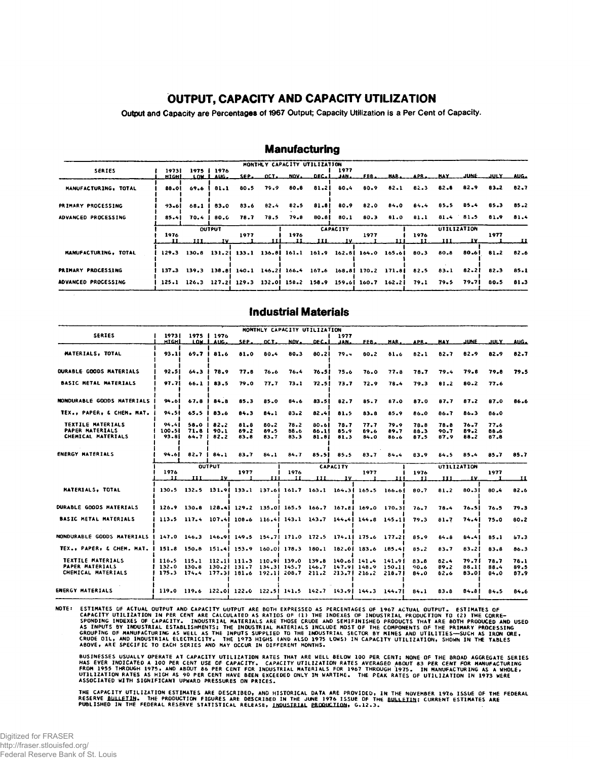# OUTPUT, CAPACITY AND CAPACITY UTILIZATION

Output and Capacity are Percentages of 1967 Output; Capacity Utilization is a Per Cent of Capacity.

## Manufacturing

| SERIES | 1973 HIGH | 1975 LOW | 1976 AUG. | SEP. | OCT. | NOV. | DEC. | 1977 JAN. | FEB. | MAR. | APR. | MAY | JUNE | JULY | AUG. |
|---|---|---|---|---|---|---|---|---|---|---|---|---|---|---|---|
| | | | MONTHLY CAPACITY UTILIZATION | | | | | | | | | | | | |
| MANUFACTURING, TOTAL | 88.0 | 69.6 | 81.1 | 80.5 | 79.9 | 80.8 | 81.2 | 80.4 | 80.9 | 82.1 | 82.3 | 82.8 | 82.9 | 83.2 | 82.7 |
| PRIMARY PROCESSING | 93.6 | 68.1 | 83.0 | 83.6 | 82.4 | 82.5 | 81.8 | 80.9 | 82.0 | 84.0 | 84.4 | 85.5 | 85.4 | 85.3 | 85.2 |
| ADVANCED PROCESSING | 85.4 | 70.4 | 80.0 | 78.7 | 78.5 | 79.8 | 80.8 | 80.1 | 80.3 | 81.0 | 81.1 | 81.4 | 81.5 | 81.9 | 81.4 |

| | OUTPUT | | | | | CAPACITY | | | | | UTILIZATION | | | | |
|---|---|---|---|---|---|---|---|---|---|---|---|---|---|---|---|
| | 1976 II | III | IV | 1977 I | II | 1976 II | III | IV | 1977 I | II | 1976 II | III | IV | 1977 I | II |
| MANUFACTURING, TOTAL | 129.3 | 130.8 | 131.2 | 133.1 | 136.8 | 161.1 | 161.9 | 162.8 | 164.0 | 165.6 | 80.3 | 80.8 | 80.6 | 81.2 | 82.6 |
| PRIMARY PROCESSING | 137.3 | 139.3 | 138.8 | 140.1 | 146.2 | 166.4 | 167.6 | 168.8 | 170.2 | 171.8 | 82.5 | 83.1 | 82.2 | 82.3 | 85.1 |
| ADVANCED PROCESSING | 125.1 | 126.3 | 127.2 | 129.3 | 132.0 | 158.2 | 158.9 | 159.6 | 160.7 | 162.2 | 79.1 | 79.5 | 79.7 | 80.5 | 81.3 |

## Industrial Materials

| SERIES | 1973 HIGH | 1975 LOW | 1976 AUG. | SEP. | OCT. | NOV. | DEC. | 1977 JAN. | FEB. | MAR. | APR. | MAY | JUNE | JULY | AUG. |
|---|---|---|---|---|---|---|---|---|---|---|---|---|---|---|---|
| | | | MONTHLY CAPACITY UTILIZATION | | | | | | | | | | | | |
| MATERIALS, TOTAL | 93.1 | 69.7 | 81.6 | 81.0 | 80.4 | 80.3 | 80.2 | 79.4 | 80.2 | 81.6 | 82.1 | 82.7 | 82.9 | 82.9 | 82.7 |
| DURABLE GOODS MATERIALS | 92.5 | 64.3 | 78.9 | 77.8 | 76.6 | 76.4 | 76.5 | 75.6 | 76.0 | 77.8 | 78.7 | 79.4 | 79.8 | 79.8 | 79.5 |
| BASIC METAL MATERIALS | 97.7 | 66.1 | 83.5 | 79.0 | 77.7 | 73.1 | 72.5 | 73.7 | 72.9 | 78.4 | 79.3 | 81.2 | 80.2 | 77.6 | |
| NONDURABLE GOODS MATERIALS | 94.6 | 67.8 | 84.8 | 85.3 | 85.0 | 84.6 | 83.5 | 82.7 | 85.7 | 87.0 | 87.0 | 87.7 | 87.2 | 87.0 | 86.6 |
| TEX., PAPER, & CHEM. MAT. | 94.5 | 65.5 | 83.6 | 84.3 | 84.1 | 83.2 | 82.4 | 81.5 | 83.8 | 85.9 | 86.0 | 86.7 | 86.3 | 86.0 | |
| TEXTILE MATERIALS | 94.4 | 58.0 | 82.2 | 81.8 | 80.2 | 78.2 | 80.6 | 78.7 | 77.7 | 79.9 | 78.8 | 78.8 | 76.7 | 77.6 | |
| PAPER MATERIALS | 100.5 | 71.8 | 90.1 | 89.2 | 89.5 | 88.6 | 86.1 | 85.9 | 89.6 | 89.7 | 88.3 | 90.7 | 89.2 | 88.6 | |
| CHEMICAL MATERIALS | 93.8 | 64.7 | 82.2 | 83.8 | 83.7 | 83.3 | 81.8 | 81.3 | 84.0 | 86.6 | 87.5 | 87.9 | 88.2 | 87.8 | |
| ENERGY MATERIALS | 94.6 | 82.7 | 84.1 | 83.7 | 84.1 | 84.7 | 85.5 | 85.5 | 83.7 | 84.4 | 83.9 | 84.5 | 85.4 | 85.7 | 85.7 |

| | OUTPUT | | | | | CAPACITY | | | | | UTILIZATION | | | | |
|---|---|---|---|---|---|---|---|---|---|---|---|---|---|---|---|
| | 1976 II | III | IV | 1977 I | II | 1976 II | III | IV | 1977 I | II | 1976 II | III | IV | 1977 I | II |
| MATERIALS, TOTAL | 130.5 | 132.5 | 131.9 | 133.1 | 137.6 | 161.7 | 163.1 | 164.3 | 165.5 | 166.6 | 80.7 | 81.2 | 80.3 | 80.4 | 82.6 |
| DURABLE GOODS MATERIALS | 126.9 | 130.8 | 128.4 | 129.2 | 135.0 | 165.5 | 166.7 | 167.8 | 169.0 | 170.3 | 76.7 | 78.4 | 76.5 | 76.5 | 79.3 |
| BASIC METAL MATERIALS | 113.5 | 117.4 | 107.4 | 108.6 | 116.4 | 143.1 | 143.7 | 144.4 | 144.8 | 145.1 | 79.3 | 81.7 | 74.4 | 75.0 | 80.2 |
| NONDURABLE GOODS MATERIALS | 147.0 | 146.3 | 146.9 | 149.5 | 154.7 | 171.0 | 172.5 | 174.1 | 175.6 | 177.2 | 85.9 | 84.8 | 84.4 | 85.1 | 87.3 |
| TEX., PAPER, & CHEM. MAT. | 151.8 | 150.8 | 151.4 | 153.9 | 160.0 | 178.3 | 180.1 | 182.0 | 183.6 | 185.4 | 85.2 | 83.7 | 83.2 | 83.8 | 86.3 |
| TEXTILE MATERIALS | 116.5 | 115.1 | 112.1 | 111.3 | 110.9 | 139.0 | 139.8 | 140.6 | 141.4 | 141.9 | 83.8 | 82.4 | 79.7 | 78.7 | 78.1 |
| PAPER MATERIALS | 132.0 | 130.8 | 130.2 | 131.7 | 134.3 | 145.7 | 146.7 | 147.9 | 148.9 | 150.1 | 90.6 | 89.2 | 88.1 | 88.4 | 89.5 |
| CHEMICAL MATERIALS | 175.3 | 174.4 | 177.3 | 181.6 | 192.1 | 208.7 | 211.2 | 213.7 | 216.2 | 218.7 | 84.0 | 82.6 | 83.0 | 84.0 | 87.9 |
| ENERGY MATERIALS | 119.0 | 119.6 | 122.0 | 122.0 | 122.5 | 141.5 | 142.7 | 143.9 | 144.3 | 144.7 | 84.1 | 83.8 | 84.8 | 84.5 | 84.6 |

NOTE: ESTIMATES OF ACTUAL OUTPUT AND CAPACITY OUTPUT ARE BOTH EXPRESSED AS PERCENTAGES OF 1967 ACTUAL OUTPUT. ESTIMATES OF CAPACITY UTILIZATION IN PER CENT ARE CALCULATED AS RATIOS OF (1) THE INDEXES OF INDUSTRIAL PRODUCTION TO (2) THE CORRESPONDING INDEXES OF CAPACITY. INDUSTRIAL MATERIALS ARE THOSE CRUDE AND SEMIFINISHED PRODUCTS THAT ARE BOTH PRODUCED AND USED AS INPUTS BY INDUSTRIAL ESTABLISHMENTS; THE INDUSTRIAL MATERIALS INCLUDE MOST OF THE COMPONENTS OF THE PRIMARY PROCESSING GROUPING OF MANUFACTURING AS WELL AS THE INPUTS SUPPLIED TO THE INDUSTRIAL SECTOR BY MINES AND UTILITIES—SUCH AS IRON ORE, CRUDE OIL, AND INDUSTRIAL ELECTRICITY. THE 1973 HIGHS (AND ALSO 1975 LOWS) IN CAPACITY UTILIZATION, SHOWN IN THE TABLES ABOVE, ARE SPECIFIC TO EACH SERIES AND MAY OCCUR IN DIFFERENT MONTHS.

BUSINESSES USUALLY OPERATE AT CAPACITY UTILIZATION RATES THAT ARE WELL BELOW 100 PER CENT; NONE OF THE BROAD AGGREGATE SERIES HAS EVER INDICATED A 100 PER CENT USE OF CAPACITY. CAPACITY UTILIZATION RATES AVERAGED ABOUT 83 PER CENT FOR MANUFACTURING FROM 1955 THROUGH 1975, AND ABOUT 86 PER CENT FOR INDUSTRIAL MATERIALS FOR 1967 THROUGH 1975. IN MANUFACTURING AS A WHOLE, UTILIZATION RATES AS HIGH AS 90 PER CENT HAVE BEEN EXCEEDED ONLY IN WARTIME. THE PEAK RATES OF UTILIZATION IN 1973 WERE ASSOCIATED WITH SIGNIFICANT UPWARD PRESSURES ON PRICES.

THE CAPACITY UTILIZATION ESTIMATES ARE DESCRIBED, AND HISTORICAL DATA ARE PROVIDED, IN THE NOVEMBER 1976 ISSUE OF THE FEDERAL RESERVE BULLETIN. THE PRODUCTION FIGURES ARE DESCRIBED IN THE JUNE 1976 ISSUE OF THE BULLETIN; CURRENT ESTIMATES ARE PUBLISHED IN THE FEDERAL RESERVE STATISTICAL RELEASE, INDUSTRIAL PRODUCTION, G.12.3.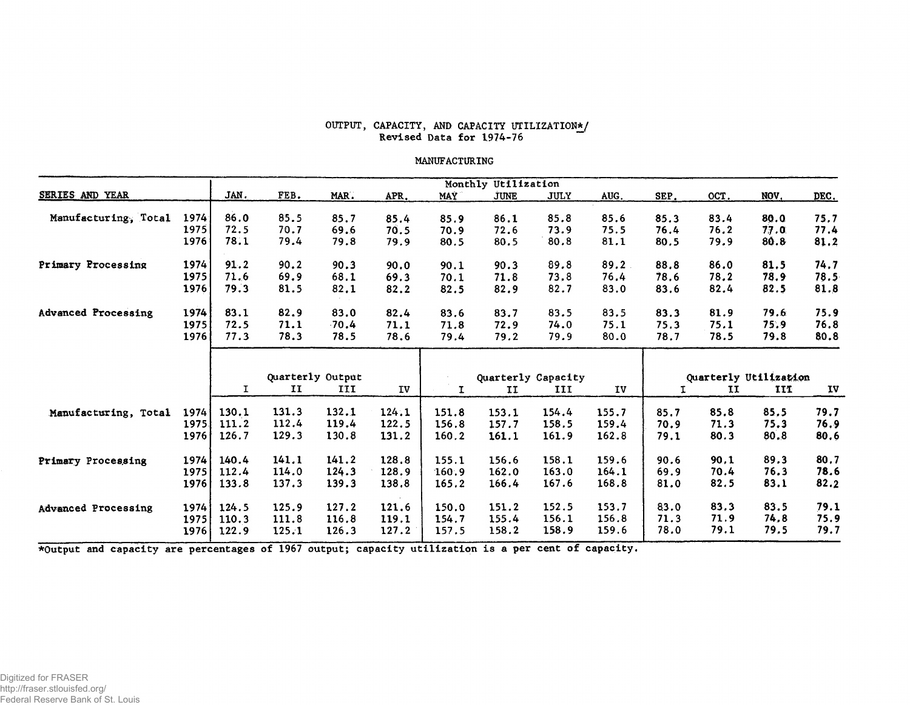# OUTPUT, CAPACITY, AND CAPACITY UTILIZATION*/
## Revised Data for 1974-76

### MANUFACTURING

| SERIES AND YEAR | | Monthly Utilization JAN. | FEB. | MAR. | APR. | MAY | JUNE | JULY | AUG. | SEP. | OCT. | NOV. | DEC. |
|---|---|---|---|---|---|---|---|---|---|---|---|---|---|
| Manufacturing, Total | 1974 | 86.0 | 85.5 | 85.7 | 85.4 | 85.9 | 86.1 | 85.8 | 85.6 | 85.3 | 83.4 | 80.0 | 75.7 |
| | 1975 | 72.5 | 70.7 | 69.6 | 70.5 | 70.9 | 72.6 | 73.9 | 75.5 | 76.4 | 76.2 | 77.0 | 77.4 |
| | 1976 | 78.1 | 79.4 | 79.8 | 79.9 | 80.5 | 80.5 | 80.8 | 81.1 | 80.5 | 79.9 | 80.8 | 81.2 |
| Primary Processing | 1974 | 91.2 | 90.2 | 90.3 | 90.0 | 90.1 | 90.3 | 89.8 | 89.2 | 88.8 | 86.0 | 81.5 | 74.7 |
| | 1975 | 71.6 | 69.9 | 68.1 | 69.3 | 70.1 | 71.8 | 73.8 | 76.4 | 78.6 | 78.2 | 78.9 | 78.5 |
| | 1976 | 79.3 | 81.5 | 82.1 | 82.2 | 82.5 | 82.9 | 82.7 | 83.0 | 83.6 | 82.4 | 82.5 | 81.8 |
| Advanced Processing | 1974 | 83.1 | 82.9 | 83.0 | 82.4 | 83.6 | 83.7 | 83.5 | 83.5 | 83.3 | 81.9 | 79.6 | 75.9 |
| | 1975 | 72.5 | 71.1 | 70.4 | 71.1 | 71.8 | 72.9 | 74.0 | 75.1 | 75.3 | 75.1 | 75.9 | 76.8 |
| | 1976 | 77.3 | 78.3 | 78.5 | 78.6 | 79.4 | 79.2 | 79.9 | 80.0 | 78.7 | 78.5 | 79.8 | 80.8 |

| | | Quarterly Output | | | | Quarterly Capacity | | | | Quarterly Utilization | | | |
|---|---|---|---|---|---|---|---|---|---|---|---|---|---|
| | | I | II | III | IV | I | II | III | IV | I | II | III | IV |
| Manufacturing, Total | 1974 | 130.1 | 131.3 | 132.1 | 124.1 | 151.8 | 153.1 | 154.4 | 155.7 | 85.7 | 85.8 | 85.5 | 79.7 |
| | 1975 | 111.2 | 112.4 | 119.4 | 122.5 | 156.8 | 157.7 | 158.5 | 159.4 | 70.9 | 71.3 | 75.3 | 76.9 |
| | 1976 | 126.7 | 129.3 | 130.8 | 131.2 | 160.2 | 161.1 | 161.9 | 162.8 | 79.1 | 80.3 | 80.8 | 80.6 |
| Primary Processing | 1974 | 140.4 | 141.1 | 141.2 | 128.8 | 155.1 | 156.6 | 158.1 | 159.6 | 90.6 | 90.1 | 89.3 | 80.7 |
| | 1975 | 112.4 | 114.0 | 124.3 | 128.9 | 160.9 | 162.0 | 163.0 | 164.1 | 69.9 | 70.4 | 76.3 | 78.6 |
| | 1976 | 133.8 | 137.3 | 139.3 | 138.8 | 165.2 | 166.4 | 167.6 | 168.8 | 81.0 | 82.5 | 83.1 | 82.2 |
| Advanced Processing | 1974 | 124.5 | 125.9 | 127.2 | 121.6 | 150.0 | 151.2 | 152.5 | 153.7 | 83.0 | 83.3 | 83.5 | 79.1 |
| | 1975 | 110.3 | 111.8 | 116.8 | 119.1 | 154.7 | 155.4 | 156.1 | 156.8 | 71.3 | 71.9 | 74.8 | 75.9 |
| | 1976 | 122.9 | 125.1 | 126.3 | 127.2 | 157.5 | 158.2 | 158.9 | 159.6 | 78.0 | 79.1 | 79.5 | 79.7 |

*Output and capacity are percentages of 1967 output; capacity utilization is a per cent of capacity.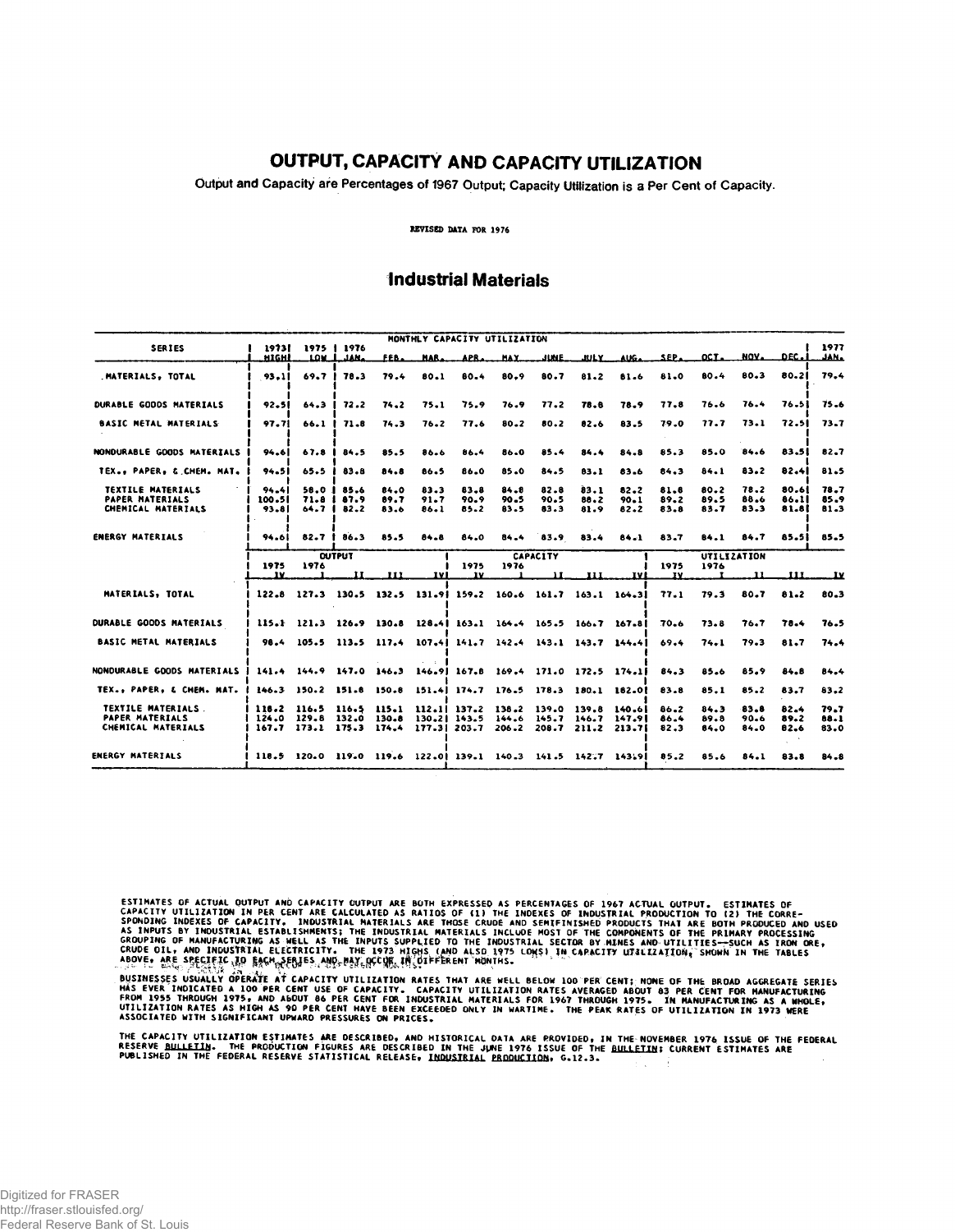# OUTPUT, CAPACITY AND CAPACITY UTILIZATION

Output and Capacity are Percentages of 1967 Output; Capacity Utilization is a Per Cent of Capacity.

REVISED DATA FOR 1976

## Industrial Materials

| SERIES | 1973 HIGH | 1975 LOW | 1976 JAN. | FEB. | MAR. | APR. | MAY | JUNE | JULY | AUG. | SEP. | OCT. | NOV. | DEC. | 1977 JAN. |
|---|---|---|---|---|---|---|---|---|---|---|---|---|---|---|---|
| | | | MONTHLY CAPACITY UTILIZATION | | | | | | | | | | | | |
| MATERIALS, TOTAL | 93.1 | 69.7 | 78.3 | 79.4 | 80.1 | 80.4 | 80.9 | 80.7 | 81.2 | 81.6 | 81.0 | 80.4 | 80.3 | 80.2 | 79.4 |
| DURABLE GOODS MATERIALS | 92.5 | 64.3 | 72.2 | 74.2 | 75.1 | 75.9 | 76.9 | 77.2 | 78.8 | 78.9 | 77.8 | 76.6 | 76.4 | 76.5 | 75.6 |
| BASIC METAL MATERIALS | 97.7 | 66.1 | 71.8 | 74.3 | 76.2 | 77.6 | 80.2 | 80.2 | 82.6 | 83.5 | 79.0 | 77.7 | 73.1 | 72.5 | 73.7 |
| NONDURABLE GOODS MATERIALS | 94.6 | 67.8 | 84.5 | 85.5 | 86.6 | 86.4 | 86.0 | 85.4 | 84.4 | 84.8 | 85.3 | 85.0 | 84.6 | 83.5 | 82.7 |
| TEX., PAPER, & CHEM. MAT. | 94.5 | 65.5 | 83.8 | 84.8 | 86.5 | 86.0 | 85.0 | 84.5 | 83.1 | 83.6 | 84.3 | 84.1 | 83.2 | 82.4 | 81.5 |
| TEXTILE MATERIALS | 94.4 | 58.0 | 85.6 | 84.0 | 83.3 | 83.8 | 84.8 | 82.8 | 83.1 | 82.2 | 81.8 | 80.2 | 78.2 | 80.6 | 78.7 |
| PAPER MATERIALS | 100.5 | 71.8 | 87.9 | 89.7 | 91.7 | 90.9 | 90.5 | 90.5 | 88.2 | 90.1 | 89.2 | 89.5 | 88.6 | 86.1 | 85.9 |
| CHEMICAL MATERIALS | 93.8 | 64.7 | 82.2 | 83.6 | 86.1 | 85.2 | 83.5 | 83.3 | 81.9 | 82.2 | 83.8 | 83.7 | 83.3 | 81.8 | 81.3 |
| ENERGY MATERIALS | 94.6 | 82.7 | 86.3 | 85.5 | 84.8 | 84.0 | 84.4 | 83.9 | 83.4 | 84.1 | 83.7 | 84.1 | 84.7 | 85.5 | 85.5 |

| | OUTPUT | | | | | CAPACITY | | | | | UTILIZATION | | | | |
|---|---|---|---|---|---|---|---|---|---|---|---|---|---|---|---|
| | 1975 IV | 1976 I | II | III | IV | 1975 IV | 1976 I | II | III | IV | 1975 IV | 1976 I | II | III | IV |
| MATERIALS, TOTAL | 122.8 | 127.3 | 130.5 | 132.5 | 131.9 | 159.2 | 160.6 | 161.7 | 163.1 | 164.3 | 77.1 | 79.3 | 80.7 | 81.2 | 80.3 |
| DURABLE GOODS MATERIALS | 115.1 | 121.3 | 126.9 | 130.8 | 128.4 | 163.1 | 164.4 | 165.5 | 166.7 | 167.8 | 70.6 | 73.8 | 76.7 | 78.4 | 76.5 |
| BASIC METAL MATERIALS | 98.4 | 105.5 | 113.5 | 117.4 | 107.4 | 141.7 | 142.4 | 143.1 | 143.7 | 144.4 | 69.4 | 74.1 | 79.3 | 81.7 | 74.4 |
| NONDURABLE GOODS MATERIALS | 141.4 | 144.9 | 147.0 | 146.3 | 146.9 | 167.8 | 169.4 | 171.0 | 172.5 | 174.1 | 84.3 | 85.6 | 85.9 | 84.8 | 84.4 |
| TEX., PAPER, & CHEM. MAT. | 146.3 | 150.2 | 151.8 | 150.8 | 151.4 | 174.7 | 176.5 | 178.3 | 180.1 | 182.0 | 83.8 | 85.1 | 85.2 | 83.7 | 83.2 |
| TEXTILE MATERIALS | 118.2 | 116.5 | 116.5 | 115.1 | 112.1 | 137.2 | 138.2 | 139.0 | 139.8 | 140.6 | 86.2 | 84.3 | 83.8 | 82.4 | 79.7 |
| PAPER MATERIALS | 124.0 | 129.8 | 132.0 | 130.8 | 130.2 | 143.5 | 144.6 | 145.7 | 146.7 | 147.9 | 86.4 | 89.8 | 90.6 | 89.2 | 88.1 |
| CHEMICAL MATERIALS | 167.7 | 173.1 | 175.3 | 174.4 | 177.3 | 203.7 | 206.2 | 208.7 | 211.2 | 213.7 | 82.3 | 84.0 | 84.0 | 82.6 | 83.0 |
| ENERGY MATERIALS | 118.5 | 120.0 | 119.0 | 119.6 | 122.0 | 139.1 | 140.3 | 141.5 | 142.7 | 143.9 | 85.2 | 85.6 | 84.1 | 83.8 | 84.8 |

ESTIMATES OF ACTUAL OUTPUT AND CAPACITY OUTPUT ARE BOTH EXPRESSED AS PERCENTAGES OF 1967 ACTUAL OUTPUT. ESTIMATES OF CAPACITY UTILIZATION IN PER CENT ARE CALCULATED AS RATIOS OF (1) THE INDEXES OF INDUSTRIAL PRODUCTION TO (2) THE CORRESPONDING INDEXES OF CAPACITY. INDUSTRIAL MATERIALS ARE THOSE CRUDE AND SEMIFINISHED PRODUCTS THAT ARE BOTH PRODUCED AND USED AS INPUTS BY INDUSTRIAL ESTABLISHMENTS; THE INDUSTRIAL MATERIALS INCLUDE MOST OF THE COMPONENTS OF THE PRIMARY PROCESSING GROUPING OF MANUFACTURING AS WELL AS THE INPUTS SUPPLIED TO THE INDUSTRIAL SECTOR BY MINES AND UTILITIES--SUCH AS IRON ORE, CRUDE OIL, AND INDUSTRIAL ELECTRICITY. THE 1973 HIGHS (AND ALSO 1975 LOWS) IN CAPACITY UTILIZATION, SHOWN IN THE TABLES ABOVE, ARE SPECIFIC TO EACH SERIES AND MAY OCCUR IN DIFFERENT MONTHS.

BUSINESSES USUALLY OPERATE AT CAPACITY UTILIZATION RATES THAT ARE WELL BELOW 100 PER CENT; NONE OF THE BROAD AGGREGATE SERIES HAS EVER INDICATED A 100 PER CENT USE OF CAPACITY. CAPACITY UTILIZATION RATES AVERAGED ABOUT 83 PER CENT FOR MANUFACTURING FROM 1955 THROUGH 1975, AND ABOUT 86 PER CENT FOR INDUSTRIAL MATERIALS FOR 1967 THROUGH 1975. IN MANUFACTURING AS A WHOLE, UTILIZATION RATES AS HIGH AS 90 PER CENT HAVE BEEN EXCEEDED ONLY IN WARTIME. THE PEAK RATES OF UTILIZATION IN 1973 WERE ASSOCIATED WITH SIGNIFICANT UPWARD PRESSURES ON PRICES.

THE CAPACITY UTILIZATION ESTIMATES ARE DESCRIBED, AND HISTORICAL DATA ARE PROVIDED, IN THE NOVEMBER 1976 ISSUE OF THE FEDERAL RESERVE BULLETIN. THE PRODUCTION FIGURES ARE DESCRIBED IN THE JUNE 1976 ISSUE OF THE BULLETIN; CURRENT ESTIMATES ARE PUBLISHED IN THE FEDERAL RESERVE STATISTICAL RELEASE, INDUSTRIAL PRODUCTION, G.12.3.